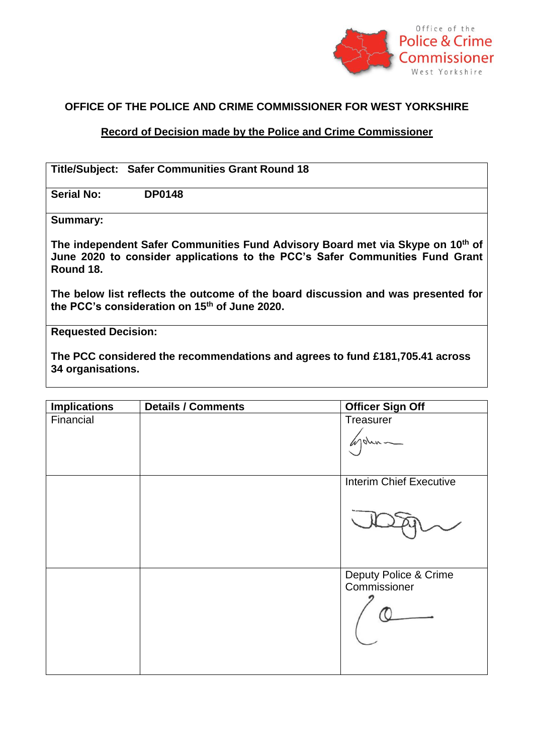Office of the Police & Crime Commissioner West Yorkshire

# OFFICE OF THE POLICE AND CRIME COMMISSIONER FOR WEST YORKSHIRE

## Record of Decision made by the Police and Crime Commissioner

| **Title/Subject:** | **Safer Communities Grant Round 18** |
|---|---|
| **Serial No:** | **DP0148** |

**Summary:**

**The independent Safer Communities Fund Advisory Board met via Skype on 10th of June 2020 to consider applications to the PCC's Safer Communities Fund Grant Round 18.**

**The below list reflects the outcome of the board discussion and was presented for the PCC's consideration on 15th of June 2020.**

**Requested Decision:**

**The PCC considered the recommendations and agrees to fund £181,705.41 across 34 organisations.**

| Implications | Details / Comments | Officer Sign Off |
|---|---|---|
| Financial | | Treasurer |
| | | Interim Chief Executive |
| | | Deputy Police & Crime Commissioner |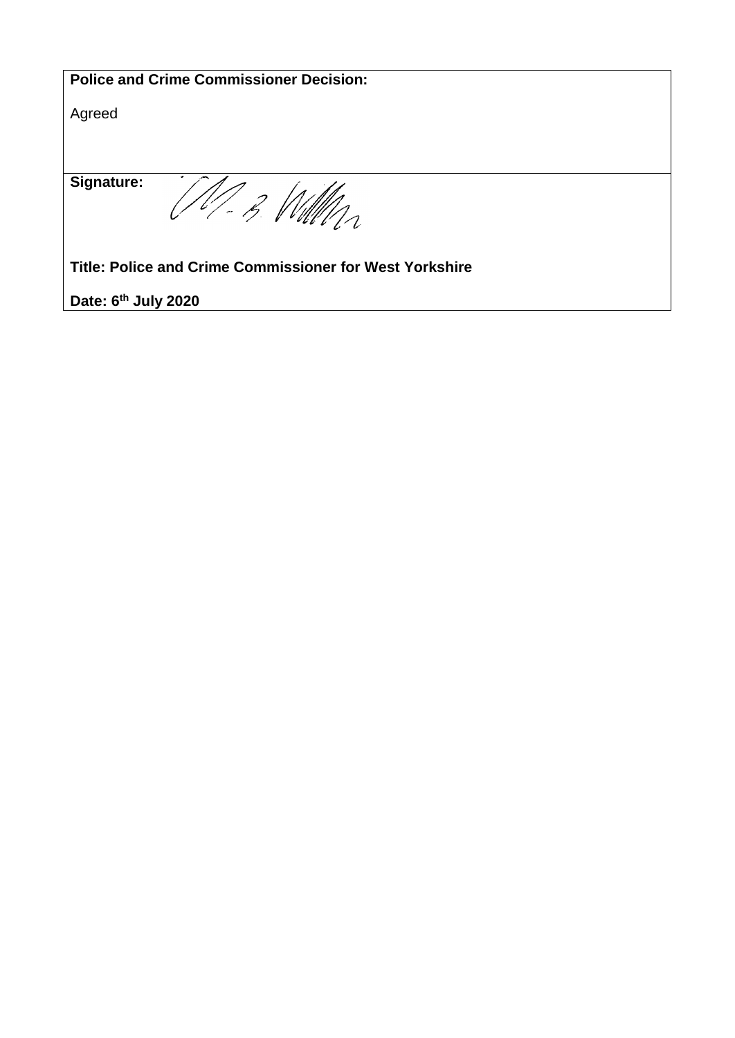**Police and Crime Commissioner Decision:**

Agreed

**Signature:**

**Title: Police and Crime Commissioner for West Yorkshire**

**Date: 6th July 2020**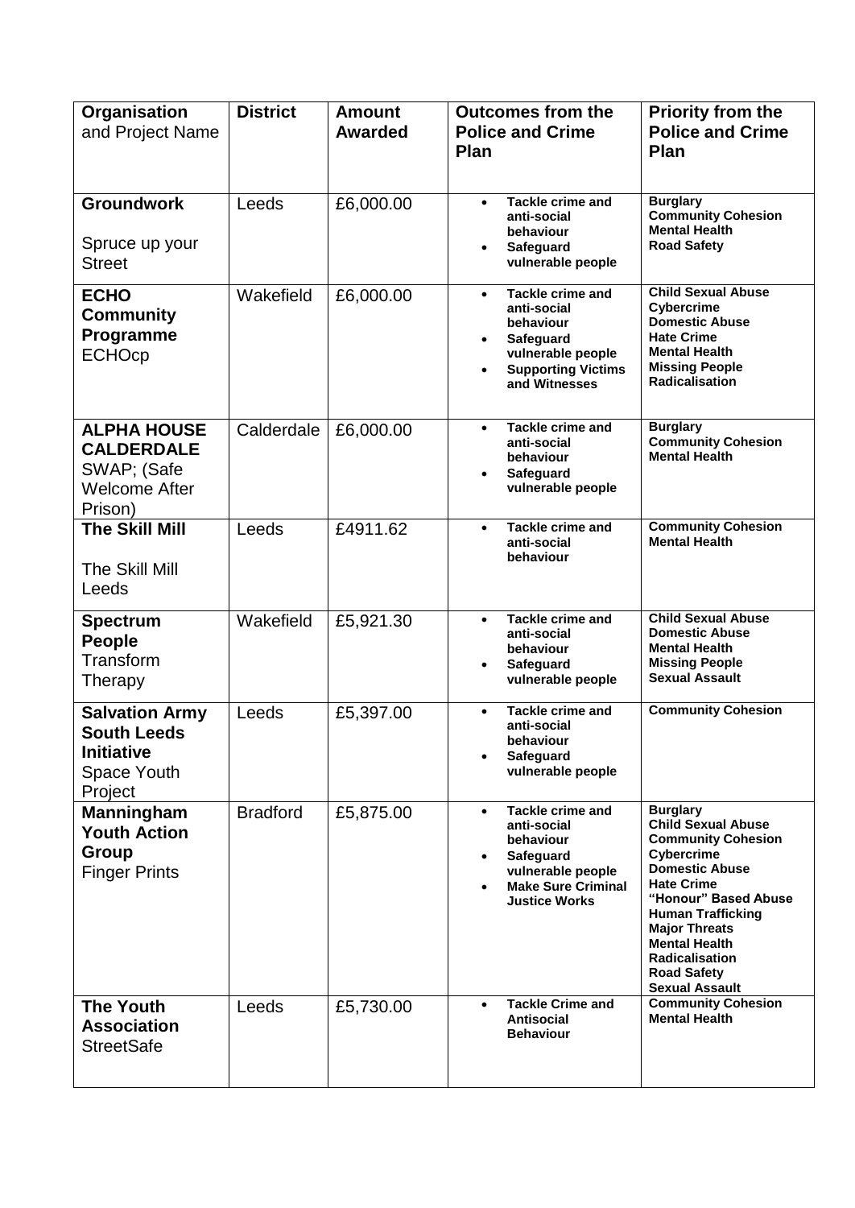| **Organisation** and Project Name | **District** | **Amount Awarded** | **Outcomes from the Police and Crime Plan** | **Priority from the Police and Crime Plan** |
|---|---|---|---|---|
| **Groundwork** Spruce up your Street | Leeds | £6,000.00 | • **Tackle crime and anti-social behaviour** • **Safeguard vulnerable people** | **Burglary** **Community Cohesion** **Mental Health** **Road Safety** |
| **ECHO Community Programme** ECHOcp | Wakefield | £6,000.00 | • **Tackle crime and anti-social behaviour** • **Safeguard vulnerable people** • **Supporting Victims and Witnesses** | **Child Sexual Abuse** **Cybercrime** **Domestic Abuse** **Hate Crime** **Mental Health** **Missing People** **Radicalisation** |
| **ALPHA HOUSE CALDERDALE** SWAP; (Safe Welcome After Prison) | Calderdale | £6,000.00 | • **Tackle crime and anti-social behaviour** • **Safeguard vulnerable people** | **Burglary** **Community Cohesion** **Mental Health** |
| **The Skill Mill** The Skill Mill Leeds | Leeds | £4911.62 | • **Tackle crime and anti-social behaviour** | **Community Cohesion** **Mental Health** |
| **Spectrum People** Transform Therapy | Wakefield | £5,921.30 | • **Tackle crime and anti-social behaviour** • **Safeguard vulnerable people** | **Child Sexual Abuse** **Domestic Abuse** **Mental Health** **Missing People** **Sexual Assault** |
| **Salvation Army South Leeds Initiative** Space Youth Project | Leeds | £5,397.00 | • **Tackle crime and anti-social behaviour** • **Safeguard vulnerable people** | **Community Cohesion** |
| **Manningham Youth Action Group** Finger Prints | Bradford | £5,875.00 | • **Tackle crime and anti-social behaviour** • **Safeguard vulnerable people** • **Make Sure Criminal Justice Works** | **Burglary** **Child Sexual Abuse** **Community Cohesion** **Cybercrime** **Domestic Abuse** **Hate Crime** **"Honour" Based Abuse** **Human Trafficking** **Major Threats** **Mental Health** **Radicalisation** **Road Safety** **Sexual Assault** |
| **The Youth Association** StreetSafe | Leeds | £5,730.00 | • **Tackle Crime and Antisocial Behaviour** | **Community Cohesion** **Mental Health** |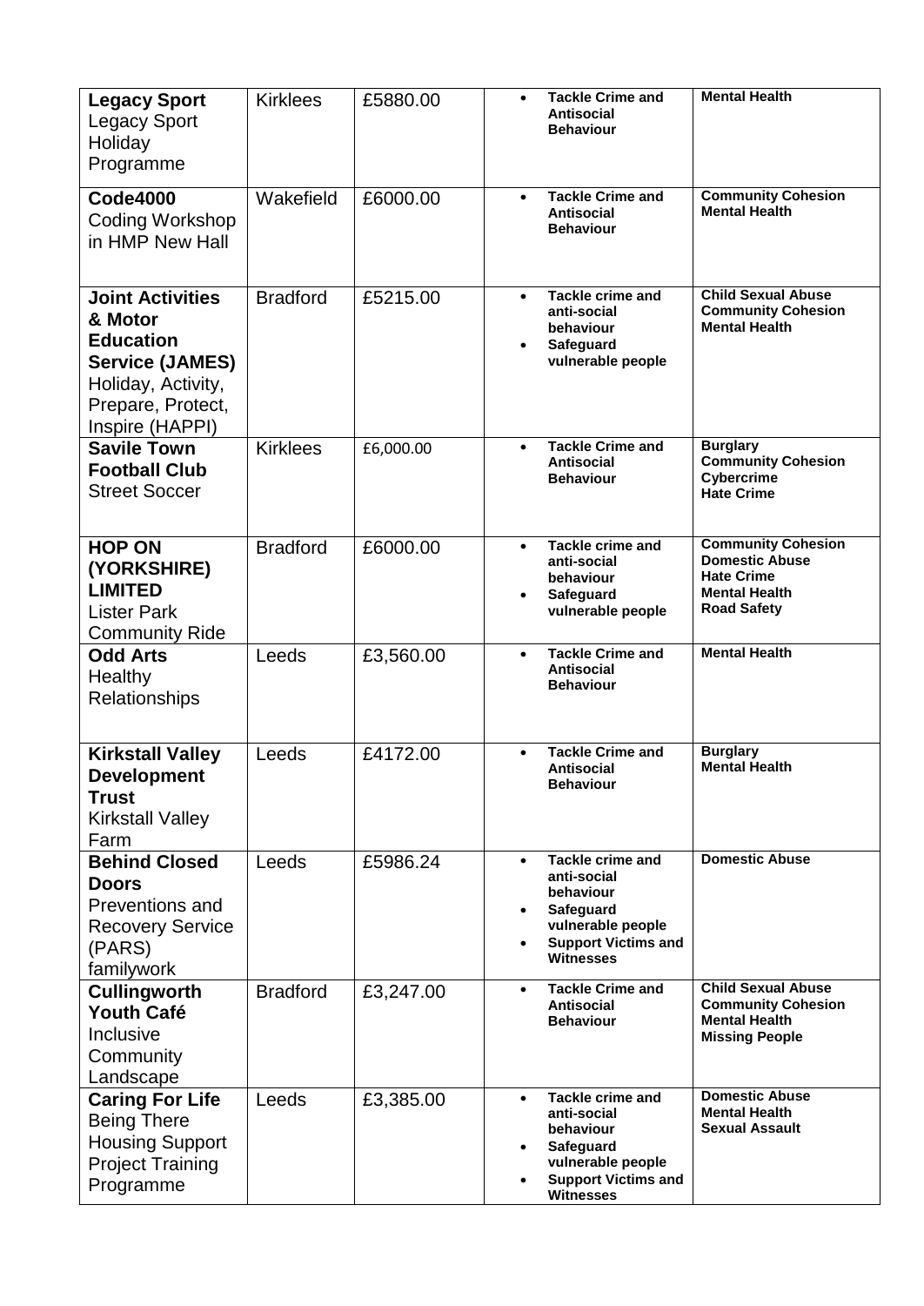| | | | | |
|---|---|---|---|---|
| **Legacy Sport** Legacy Sport Holiday Programme | Kirklees | £5880.00 | • **Tackle Crime and Antisocial Behaviour** | **Mental Health** |
| **Code4000** Coding Workshop in HMP New Hall | Wakefield | £6000.00 | • **Tackle Crime and Antisocial Behaviour** | **Community Cohesion** **Mental Health** |
| **Joint Activities & Motor Education Service (JAMES)** Holiday, Activity, Prepare, Protect, Inspire (HAPPI) | Bradford | £5215.00 | • **Tackle crime and anti-social behaviour** • **Safeguard vulnerable people** | **Child Sexual Abuse** **Community Cohesion** **Mental Health** |
| **Savile Town Football Club** Street Soccer | Kirklees | £6,000.00 | • **Tackle Crime and Antisocial Behaviour** | **Burglary** **Community Cohesion** **Cybercrime** **Hate Crime** |
| **HOP ON (YORKSHIRE) LIMITED** Lister Park Community Ride | Bradford | £6000.00 | • **Tackle crime and anti-social behaviour** • **Safeguard vulnerable people** | **Community Cohesion** **Domestic Abuse** **Hate Crime** **Mental Health** **Road Safety** |
| **Odd Arts** Healthy Relationships | Leeds | £3,560.00 | • **Tackle Crime and Antisocial Behaviour** | **Mental Health** |
| **Kirkstall Valley Development Trust** Kirkstall Valley Farm | Leeds | £4172.00 | • **Tackle Crime and Antisocial Behaviour** | **Burglary** **Mental Health** |
| **Behind Closed Doors** Preventions and Recovery Service (PARS) familywork | Leeds | £5986.24 | • **Tackle crime and anti-social behaviour** • **Safeguard vulnerable people** • **Support Victims and Witnesses** | **Domestic Abuse** |
| **Cullingworth Youth Café** Inclusive Community Landscape | Bradford | £3,247.00 | • **Tackle Crime and Antisocial Behaviour** | **Child Sexual Abuse** **Community Cohesion** **Mental Health** **Missing People** |
| **Caring For Life** Being There Housing Support Project Training Programme | Leeds | £3,385.00 | • **Tackle crime and anti-social behaviour** • **Safeguard vulnerable people** • **Support Victims and Witnesses** | **Domestic Abuse** **Mental Health** **Sexual Assault** |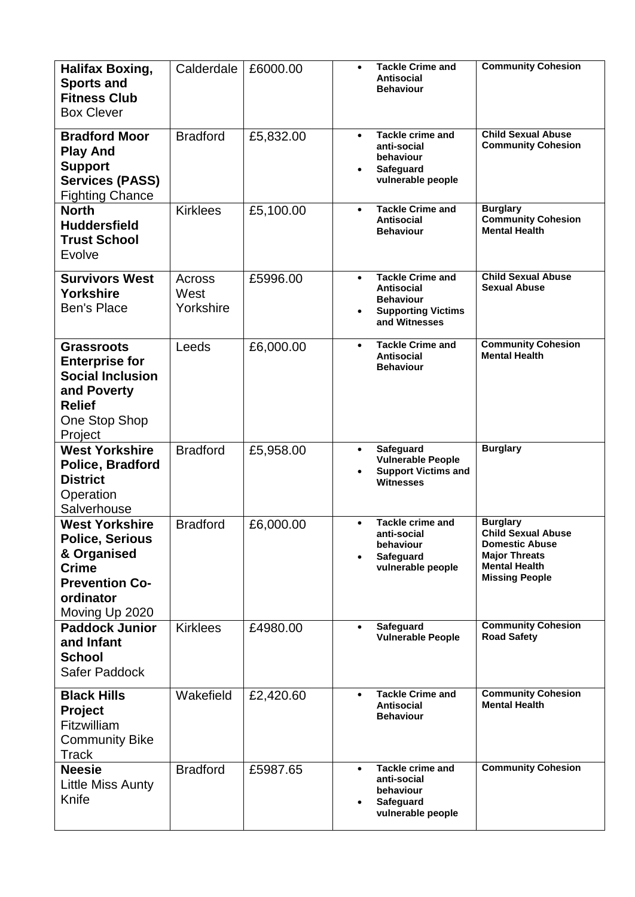| | | | | |
|---|---|---|---|---|
| **Halifax Boxing, Sports and Fitness Club** Box Clever | Calderdale | £6000.00 | • **Tackle Crime and Antisocial Behaviour** | **Community Cohesion** |
| **Bradford Moor Play And Support Services (PASS)** Fighting Chance | Bradford | £5,832.00 | • **Tackle crime and anti-social behaviour** • **Safeguard vulnerable people** | **Child Sexual Abuse** **Community Cohesion** |
| **North Huddersfield Trust School** Evolve | Kirklees | £5,100.00 | • **Tackle Crime and Antisocial Behaviour** | **Burglary** **Community Cohesion** **Mental Health** |
| **Survivors West Yorkshire** Ben's Place | Across West Yorkshire | £5996.00 | • **Tackle Crime and Antisocial Behaviour** • **Supporting Victims and Witnesses** | **Child Sexual Abuse** **Sexual Abuse** |
| **Grassroots Enterprise for Social Inclusion and Poverty Relief** One Stop Shop Project | Leeds | £6,000.00 | • **Tackle Crime and Antisocial Behaviour** | **Community Cohesion** **Mental Health** |
| **West Yorkshire Police, Bradford District** Operation Salverhouse | Bradford | £5,958.00 | • **Safeguard Vulnerable People** • **Support Victims and Witnesses** | **Burglary** |
| **West Yorkshire Police, Serious & Organised Crime Prevention Co-ordinator** Moving Up 2020 | Bradford | £6,000.00 | • **Tackle crime and anti-social behaviour** • **Safeguard vulnerable people** | **Burglary** **Child Sexual Abuse** **Domestic Abuse** **Major Threats** **Mental Health** **Missing People** |
| **Paddock Junior and Infant School** Safer Paddock | Kirklees | £4980.00 | • **Safeguard Vulnerable People** | **Community Cohesion** **Road Safety** |
| **Black Hills Project** Fitzwilliam Community Bike Track | Wakefield | £2,420.60 | • **Tackle Crime and Antisocial Behaviour** | **Community Cohesion** **Mental Health** |
| **Neesie** Little Miss Aunty Knife | Bradford | £5987.65 | • **Tackle crime and anti-social behaviour** • **Safeguard vulnerable people** | **Community Cohesion** |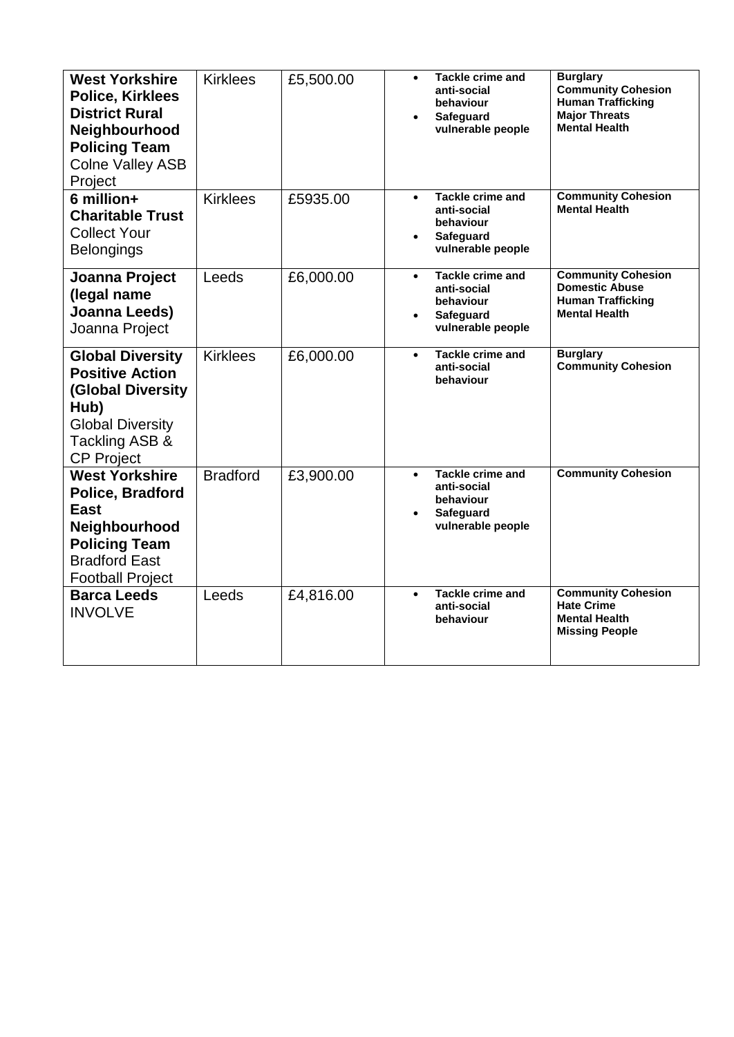| | | | | |
|---|---|---|---|---|
| **West Yorkshire Police, Kirklees District Rural Neighbourhood Policing Team** Colne Valley ASB Project | Kirklees | £5,500.00 | • **Tackle crime and anti-social behaviour**<br>• **Safeguard vulnerable people** | **Burglary**<br>**Community Cohesion**<br>**Human Trafficking**<br>**Major Threats**<br>**Mental Health** |
| **6 million+ Charitable Trust** Collect Your Belongings | Kirklees | £5935.00 | • **Tackle crime and anti-social behaviour**<br>• **Safeguard vulnerable people** | **Community Cohesion**<br>**Mental Health** |
| **Joanna Project (legal name Joanna Leeds)** Joanna Project | Leeds | £6,000.00 | • **Tackle crime and anti-social behaviour**<br>• **Safeguard vulnerable people** | **Community Cohesion**<br>**Domestic Abuse**<br>**Human Trafficking**<br>**Mental Health** |
| **Global Diversity Positive Action (Global Diversity Hub)** Global Diversity Tackling ASB & CP Project | Kirklees | £6,000.00 | • **Tackle crime and anti-social behaviour** | **Burglary**<br>**Community Cohesion** |
| **West Yorkshire Police, Bradford East Neighbourhood Policing Team** Bradford East Football Project | Bradford | £3,900.00 | • **Tackle crime and anti-social behaviour**<br>• **Safeguard vulnerable people** | **Community Cohesion** |
| **Barca Leeds** INVOLVE | Leeds | £4,816.00 | • **Tackle crime and anti-social behaviour** | **Community Cohesion**<br>**Hate Crime**<br>**Mental Health**<br>**Missing People** |